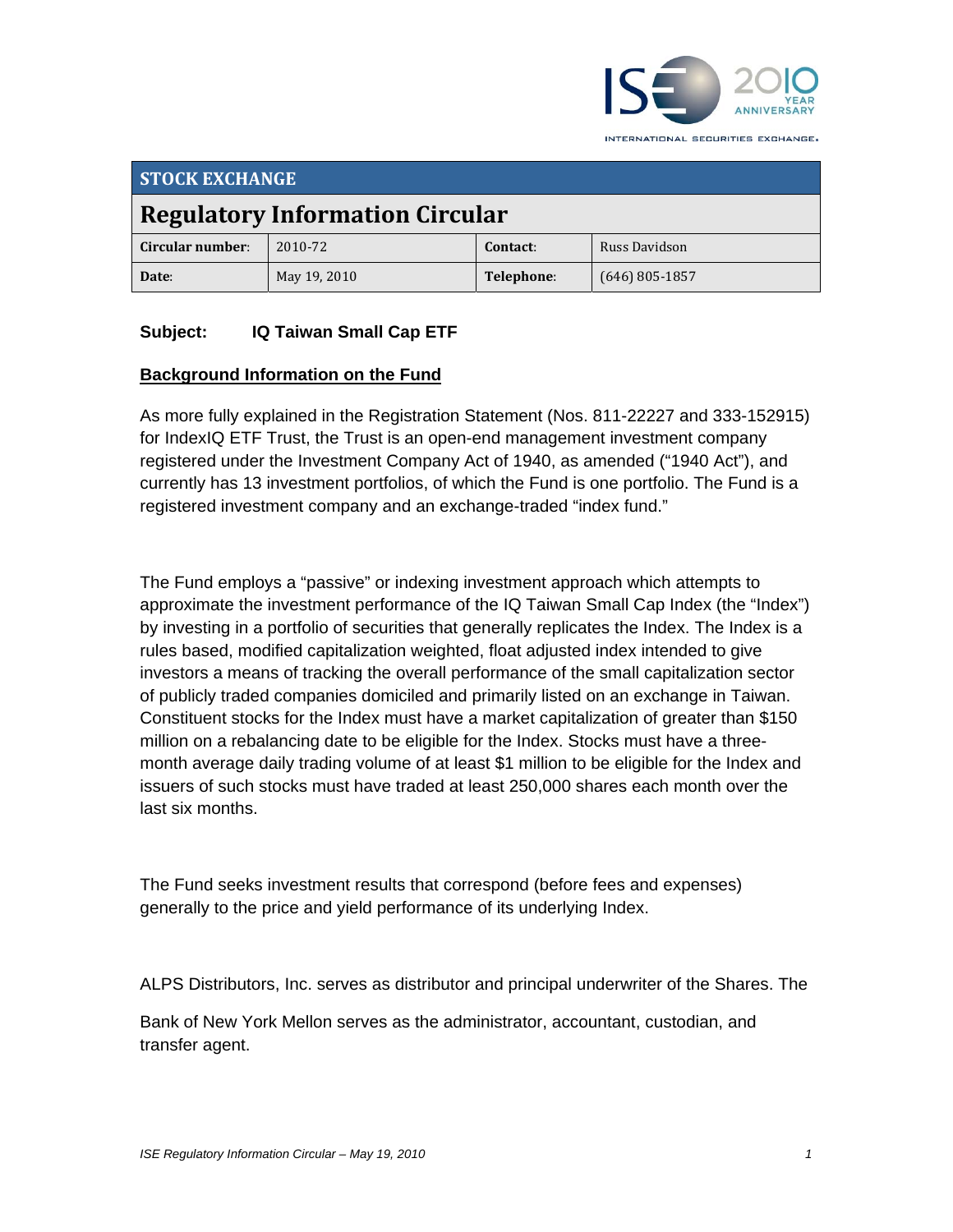## STOCK EXCHANGE

# Regulatory Information Circular

| Circular number: | 2010-72 | Contact: | Russ Davidson |
|---|---|---|---|
| Date: | May 19, 2010 | Telephone: | (646) 805-1857 |

**Subject:** **IQ Taiwan Small Cap ETF**

## Background Information on the Fund

As more fully explained in the Registration Statement (Nos. 811-22227 and 333-152915) for IndexIQ ETF Trust, the Trust is an open-end management investment company registered under the Investment Company Act of 1940, as amended ("1940 Act"), and currently has 13 investment portfolios, of which the Fund is one portfolio. The Fund is a registered investment company and an exchange-traded "index fund."

The Fund employs a "passive" or indexing investment approach which attempts to approximate the investment performance of the IQ Taiwan Small Cap Index (the "Index") by investing in a portfolio of securities that generally replicates the Index. The Index is a rules based, modified capitalization weighted, float adjusted index intended to give investors a means of tracking the overall performance of the small capitalization sector of publicly traded companies domiciled and primarily listed on an exchange in Taiwan. Constituent stocks for the Index must have a market capitalization of greater than $150 million on a rebalancing date to be eligible for the Index. Stocks must have a three-month average daily trading volume of at least $1 million to be eligible for the Index and issuers of such stocks must have traded at least 250,000 shares each month over the last six months.

The Fund seeks investment results that correspond (before fees and expenses) generally to the price and yield performance of its underlying Index.

ALPS Distributors, Inc. serves as distributor and principal underwriter of the Shares. The Bank of New York Mellon serves as the administrator, accountant, custodian, and transfer agent.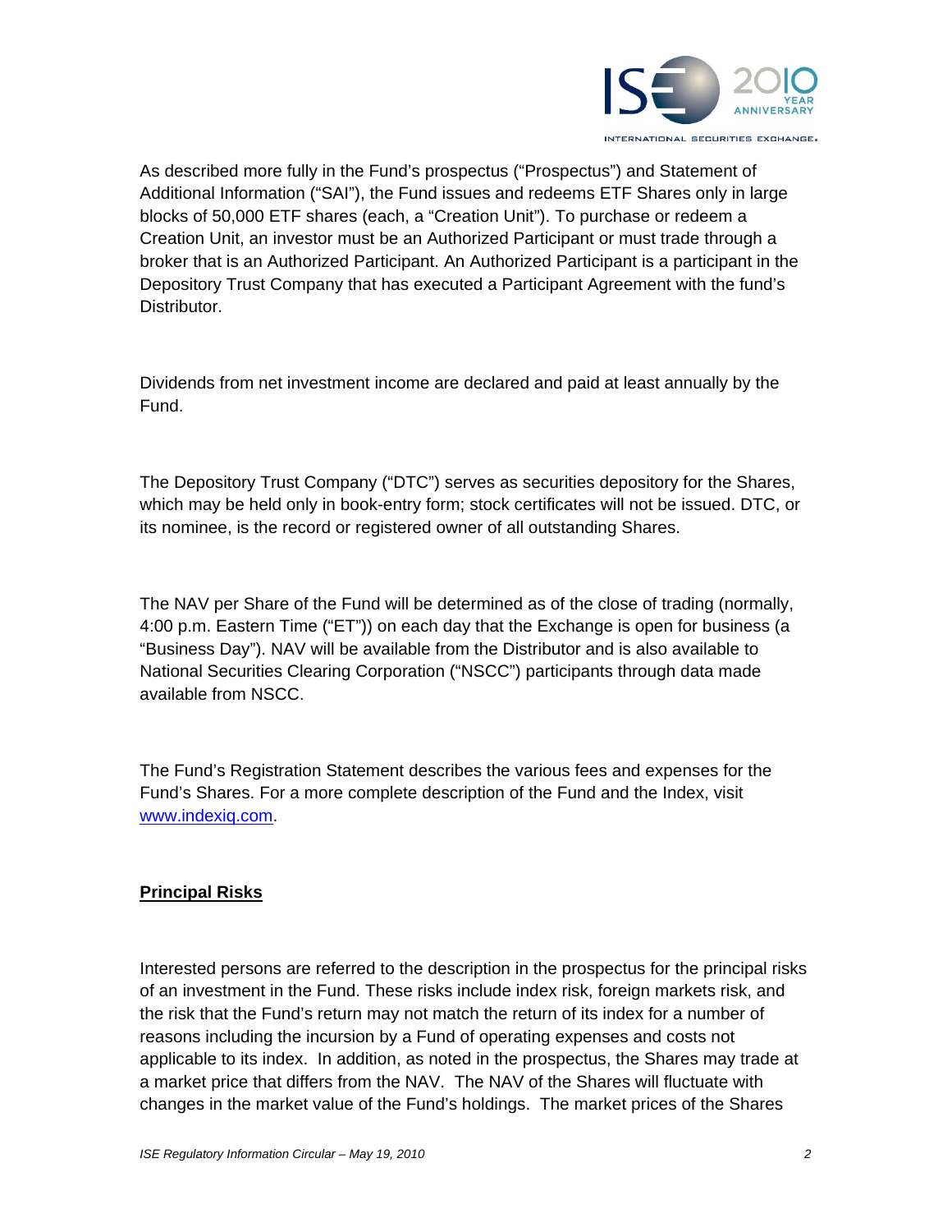As described more fully in the Fund's prospectus ("Prospectus") and Statement of Additional Information ("SAI"), the Fund issues and redeems ETF Shares only in large blocks of 50,000 ETF shares (each, a "Creation Unit"). To purchase or redeem a Creation Unit, an investor must be an Authorized Participant or must trade through a broker that is an Authorized Participant. An Authorized Participant is a participant in the Depository Trust Company that has executed a Participant Agreement with the fund's Distributor.

Dividends from net investment income are declared and paid at least annually by the Fund.

The Depository Trust Company ("DTC") serves as securities depository for the Shares, which may be held only in book-entry form; stock certificates will not be issued. DTC, or its nominee, is the record or registered owner of all outstanding Shares.

The NAV per Share of the Fund will be determined as of the close of trading (normally, 4:00 p.m. Eastern Time ("ET")) on each day that the Exchange is open for business (a "Business Day"). NAV will be available from the Distributor and is also available to National Securities Clearing Corporation ("NSCC") participants through data made available from NSCC.

The Fund's Registration Statement describes the various fees and expenses for the Fund's Shares. For a more complete description of the Fund and the Index, visit [www.indexiq.com](http://www.indexiq.com).

## Principal Risks

Interested persons are referred to the description in the prospectus for the principal risks of an investment in the Fund. These risks include index risk, foreign markets risk, and the risk that the Fund's return may not match the return of its index for a number of reasons including the incursion by a Fund of operating expenses and costs not applicable to its index. In addition, as noted in the prospectus, the Shares may trade at a market price that differs from the NAV. The NAV of the Shares will fluctuate with changes in the market value of the Fund's holdings. The market prices of the Shares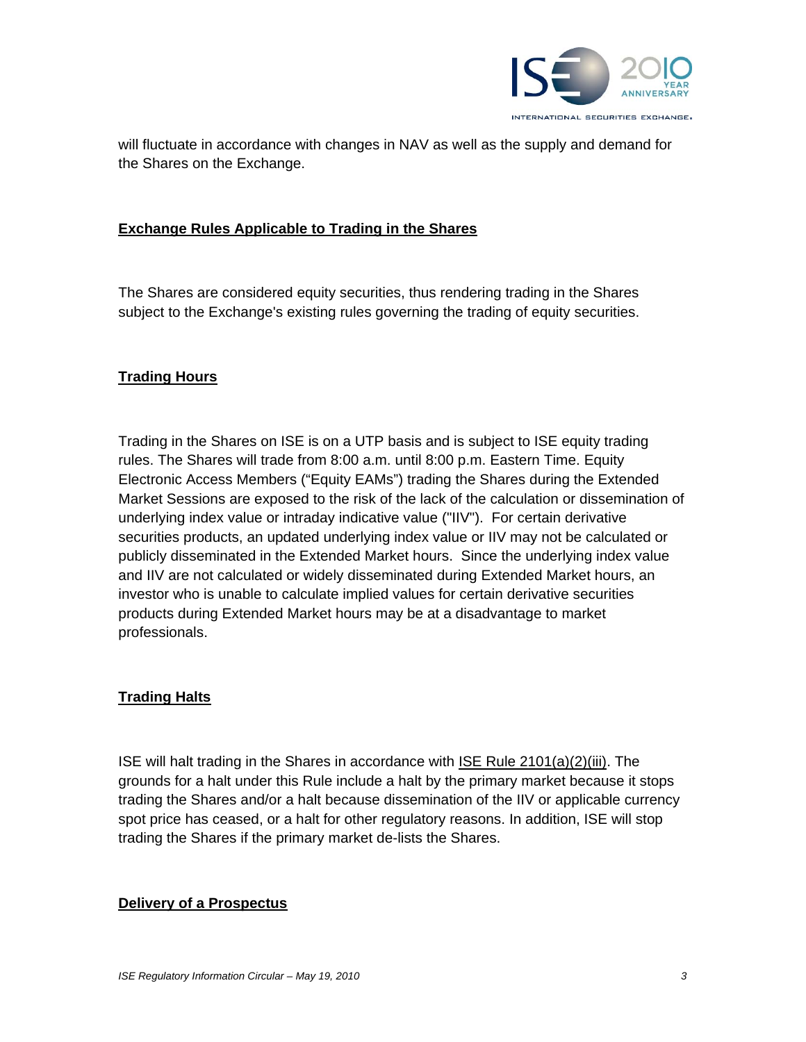will fluctuate in accordance with changes in NAV as well as the supply and demand for the Shares on the Exchange.

**Exchange Rules Applicable to Trading in the Shares**

The Shares are considered equity securities, thus rendering trading in the Shares subject to the Exchange's existing rules governing the trading of equity securities.

**Trading Hours**

Trading in the Shares on ISE is on a UTP basis and is subject to ISE equity trading rules. The Shares will trade from 8:00 a.m. until 8:00 p.m. Eastern Time. Equity Electronic Access Members ("Equity EAMs") trading the Shares during the Extended Market Sessions are exposed to the risk of the lack of the calculation or dissemination of underlying index value or intraday indicative value ("IIV"). For certain derivative securities products, an updated underlying index value or IIV may not be calculated or publicly disseminated in the Extended Market hours. Since the underlying index value and IIV are not calculated or widely disseminated during Extended Market hours, an investor who is unable to calculate implied values for certain derivative securities products during Extended Market hours may be at a disadvantage to market professionals.

**Trading Halts**

ISE will halt trading in the Shares in accordance with ISE Rule 2101(a)(2)(iii). The grounds for a halt under this Rule include a halt by the primary market because it stops trading the Shares and/or a halt because dissemination of the IIV or applicable currency spot price has ceased, or a halt for other regulatory reasons. In addition, ISE will stop trading the Shares if the primary market de-lists the Shares.

**Delivery of a Prospectus**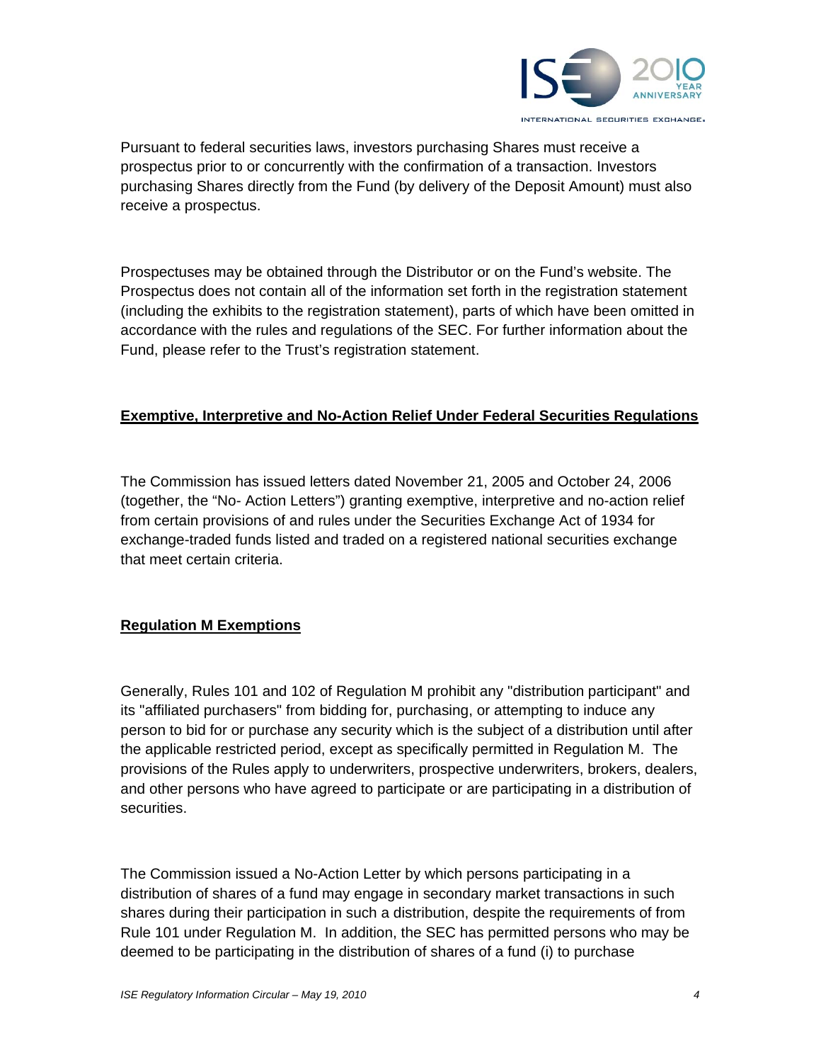Pursuant to federal securities laws, investors purchasing Shares must receive a prospectus prior to or concurrently with the confirmation of a transaction. Investors purchasing Shares directly from the Fund (by delivery of the Deposit Amount) must also receive a prospectus.

Prospectuses may be obtained through the Distributor or on the Fund's website. The Prospectus does not contain all of the information set forth in the registration statement (including the exhibits to the registration statement), parts of which have been omitted in accordance with the rules and regulations of the SEC. For further information about the Fund, please refer to the Trust's registration statement.

**Exemptive, Interpretive and No-Action Relief Under Federal Securities Regulations**

The Commission has issued letters dated November 21, 2005 and October 24, 2006 (together, the "No- Action Letters") granting exemptive, interpretive and no-action relief from certain provisions of and rules under the Securities Exchange Act of 1934 for exchange-traded funds listed and traded on a registered national securities exchange that meet certain criteria.

**Regulation M Exemptions**

Generally, Rules 101 and 102 of Regulation M prohibit any "distribution participant" and its "affiliated purchasers" from bidding for, purchasing, or attempting to induce any person to bid for or purchase any security which is the subject of a distribution until after the applicable restricted period, except as specifically permitted in Regulation M. The provisions of the Rules apply to underwriters, prospective underwriters, brokers, dealers, and other persons who have agreed to participate or are participating in a distribution of securities.

The Commission issued a No-Action Letter by which persons participating in a distribution of shares of a fund may engage in secondary market transactions in such shares during their participation in such a distribution, despite the requirements of from Rule 101 under Regulation M. In addition, the SEC has permitted persons who may be deemed to be participating in the distribution of shares of a fund (i) to purchase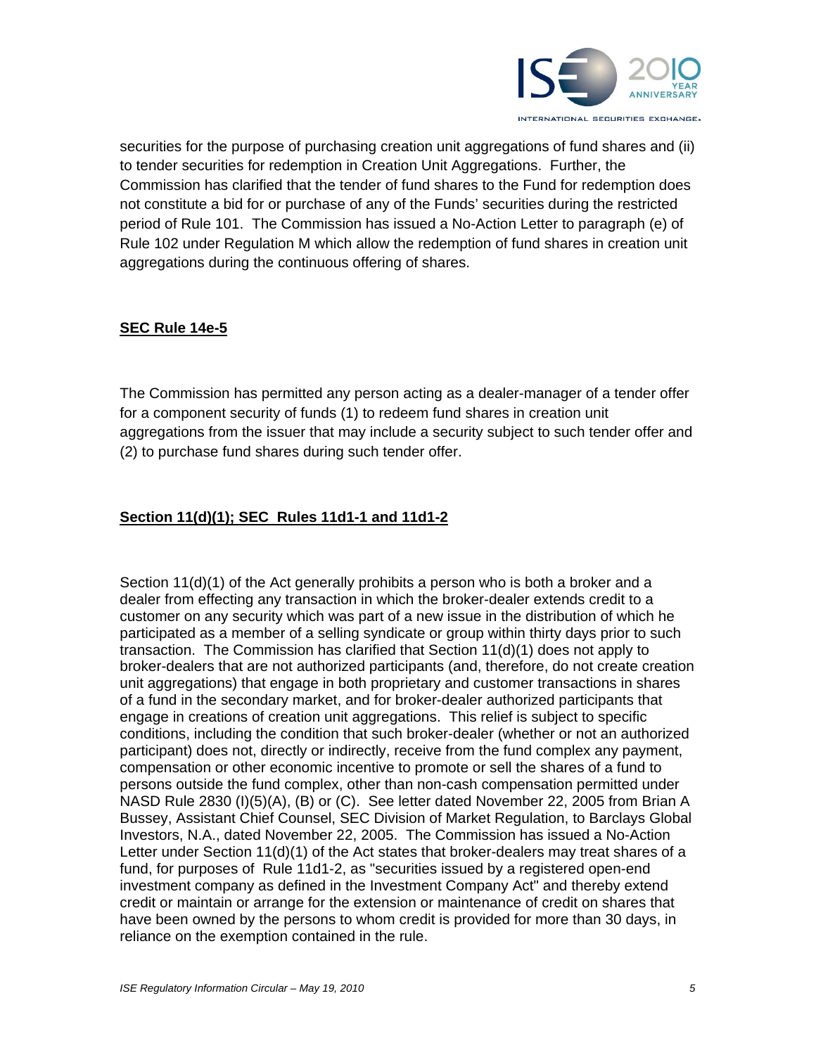securities for the purpose of purchasing creation unit aggregations of fund shares and (ii) to tender securities for redemption in Creation Unit Aggregations. Further, the Commission has clarified that the tender of fund shares to the Fund for redemption does not constitute a bid for or purchase of any of the Funds' securities during the restricted period of Rule 101. The Commission has issued a No-Action Letter to paragraph (e) of Rule 102 under Regulation M which allow the redemption of fund shares in creation unit aggregations during the continuous offering of shares.

**SEC Rule 14e-5**

The Commission has permitted any person acting as a dealer-manager of a tender offer for a component security of funds (1) to redeem fund shares in creation unit aggregations from the issuer that may include a security subject to such tender offer and (2) to purchase fund shares during such tender offer.

**Section 11(d)(1); SEC Rules 11d1-1 and 11d1-2**

Section 11(d)(1) of the Act generally prohibits a person who is both a broker and a dealer from effecting any transaction in which the broker-dealer extends credit to a customer on any security which was part of a new issue in the distribution of which he participated as a member of a selling syndicate or group within thirty days prior to such transaction. The Commission has clarified that Section 11(d)(1) does not apply to broker-dealers that are not authorized participants (and, therefore, do not create creation unit aggregations) that engage in both proprietary and customer transactions in shares of a fund in the secondary market, and for broker-dealer authorized participants that engage in creations of creation unit aggregations. This relief is subject to specific conditions, including the condition that such broker-dealer (whether or not an authorized participant) does not, directly or indirectly, receive from the fund complex any payment, compensation or other economic incentive to promote or sell the shares of a fund to persons outside the fund complex, other than non-cash compensation permitted under NASD Rule 2830 (I)(5)(A), (B) or (C). See letter dated November 22, 2005 from Brian A Bussey, Assistant Chief Counsel, SEC Division of Market Regulation, to Barclays Global Investors, N.A., dated November 22, 2005. The Commission has issued a No-Action Letter under Section 11(d)(1) of the Act states that broker-dealers may treat shares of a fund, for purposes of Rule 11d1-2, as "securities issued by a registered open-end investment company as defined in the Investment Company Act" and thereby extend credit or maintain or arrange for the extension or maintenance of credit on shares that have been owned by the persons to whom credit is provided for more than 30 days, in reliance on the exemption contained in the rule.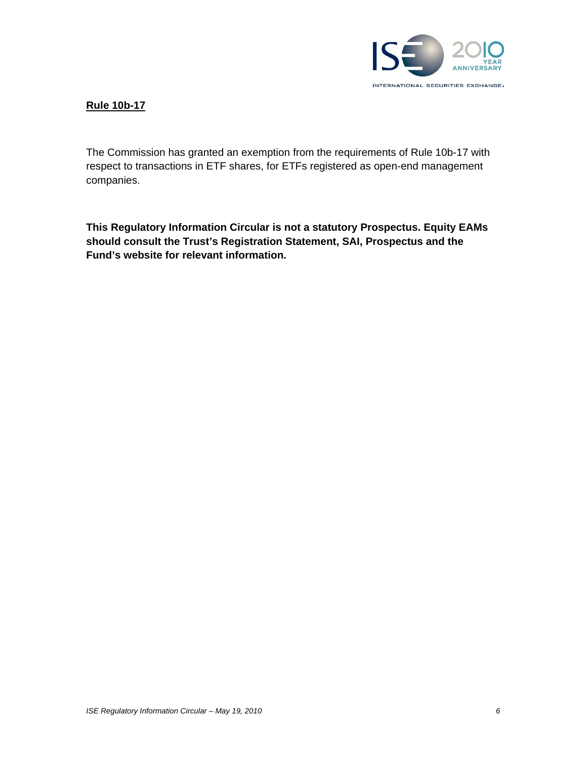**Rule 10b-17**

The Commission has granted an exemption from the requirements of Rule 10b-17 with respect to transactions in ETF shares, for ETFs registered as open-end management companies.

**This Regulatory Information Circular is not a statutory Prospectus. Equity EAMs should consult the Trust's Registration Statement, SAI, Prospectus and the Fund's website for relevant information.**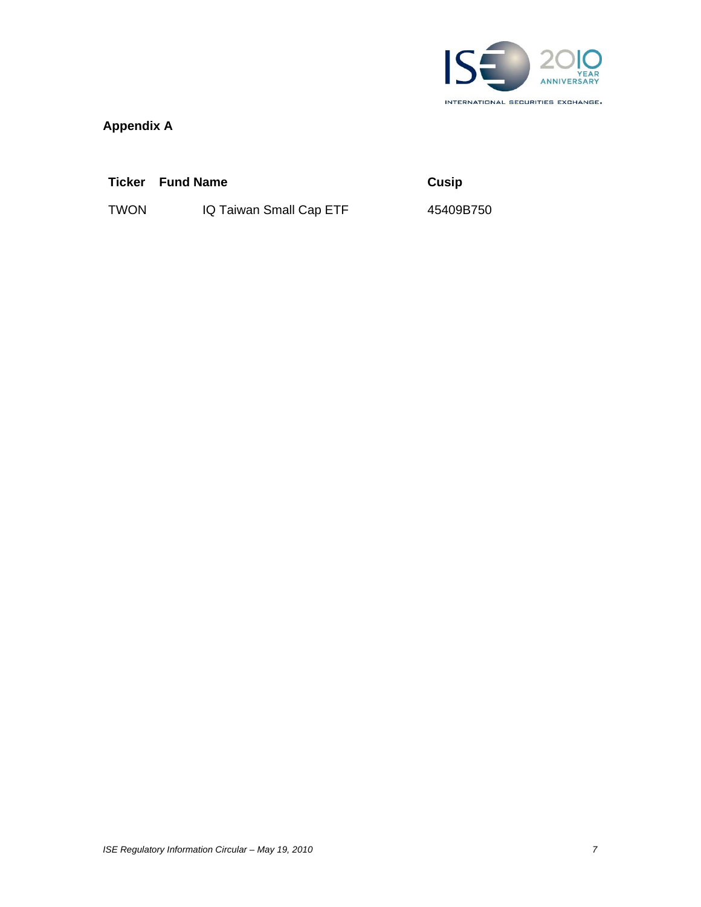## Appendix A

| Ticker | Fund Name | Cusip |
|---|---|---|
| TWON | IQ Taiwan Small Cap ETF | 45409B750 |